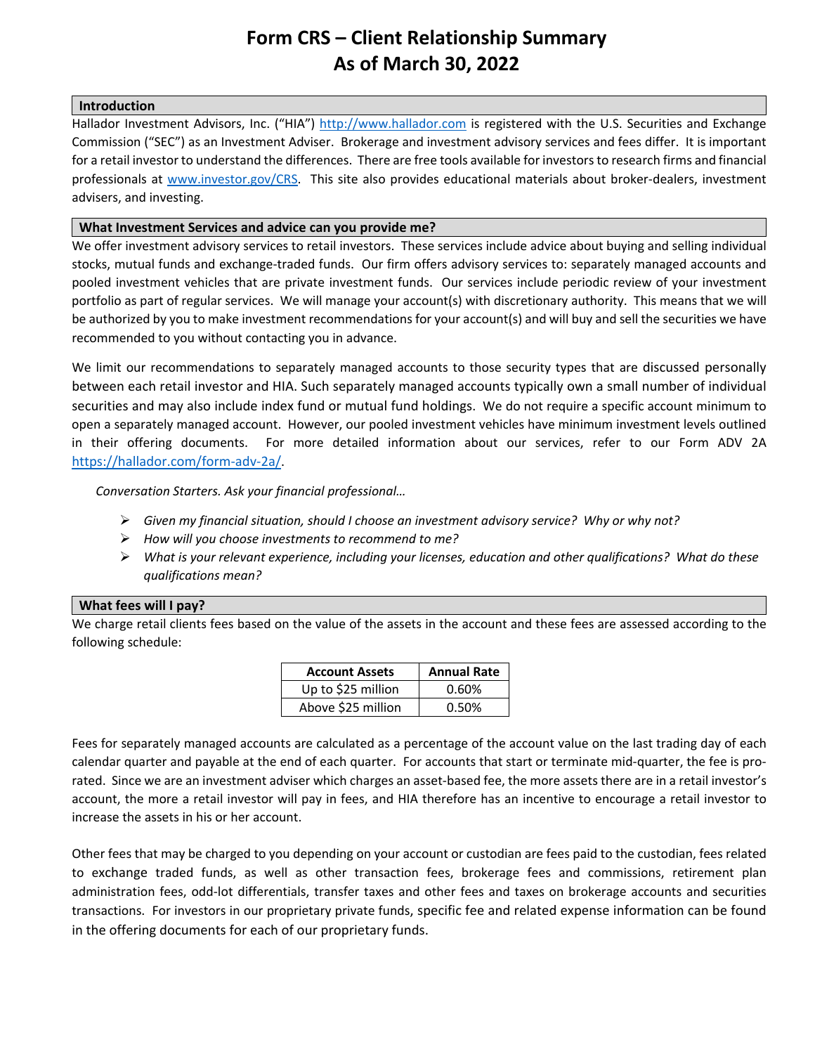# Form CRS – Client Relationship Summary
# As of March 30, 2022

## Introduction

Hallador Investment Advisors, Inc. ("HIA") http://www.hallador.com is registered with the U.S. Securities and Exchange Commission ("SEC") as an Investment Adviser. Brokerage and investment advisory services and fees differ. It is important for a retail investor to understand the differences. There are free tools available for investors to research firms and financial professionals at www.investor.gov/CRS. This site also provides educational materials about broker-dealers, investment advisers, and investing.

## What Investment Services and advice can you provide me?

We offer investment advisory services to retail investors. These services include advice about buying and selling individual stocks, mutual funds and exchange-traded funds. Our firm offers advisory services to: separately managed accounts and pooled investment vehicles that are private investment funds. Our services include periodic review of your investment portfolio as part of regular services. We will manage your account(s) with discretionary authority. This means that we will be authorized by you to make investment recommendations for your account(s) and will buy and sell the securities we have recommended to you without contacting you in advance.

We limit our recommendations to separately managed accounts to those security types that are discussed personally between each retail investor and HIA. Such separately managed accounts typically own a small number of individual securities and may also include index fund or mutual fund holdings. We do not require a specific account minimum to open a separately managed account. However, our pooled investment vehicles have minimum investment levels outlined in their offering documents. For more detailed information about our services, refer to our Form ADV 2A https://hallador.com/form-adv-2a/.

*Conversation Starters. Ask your financial professional…*

- *Given my financial situation, should I choose an investment advisory service? Why or why not?*
- *How will you choose investments to recommend to me?*
- *What is your relevant experience, including your licenses, education and other qualifications? What do these qualifications mean?*

## What fees will I pay?

We charge retail clients fees based on the value of the assets in the account and these fees are assessed according to the following schedule:

| Account Assets | Annual Rate |
|---|---|
| Up to $25 million | 0.60% |
| Above $25 million | 0.50% |

Fees for separately managed accounts are calculated as a percentage of the account value on the last trading day of each calendar quarter and payable at the end of each quarter. For accounts that start or terminate mid-quarter, the fee is pro-rated. Since we are an investment adviser which charges an asset-based fee, the more assets there are in a retail investor's account, the more a retail investor will pay in fees, and HIA therefore has an incentive to encourage a retail investor to increase the assets in his or her account.

Other fees that may be charged to you depending on your account or custodian are fees paid to the custodian, fees related to exchange traded funds, as well as other transaction fees, brokerage fees and commissions, retirement plan administration fees, odd-lot differentials, transfer taxes and other fees and taxes on brokerage accounts and securities transactions. For investors in our proprietary private funds, specific fee and related expense information can be found in the offering documents for each of our proprietary funds.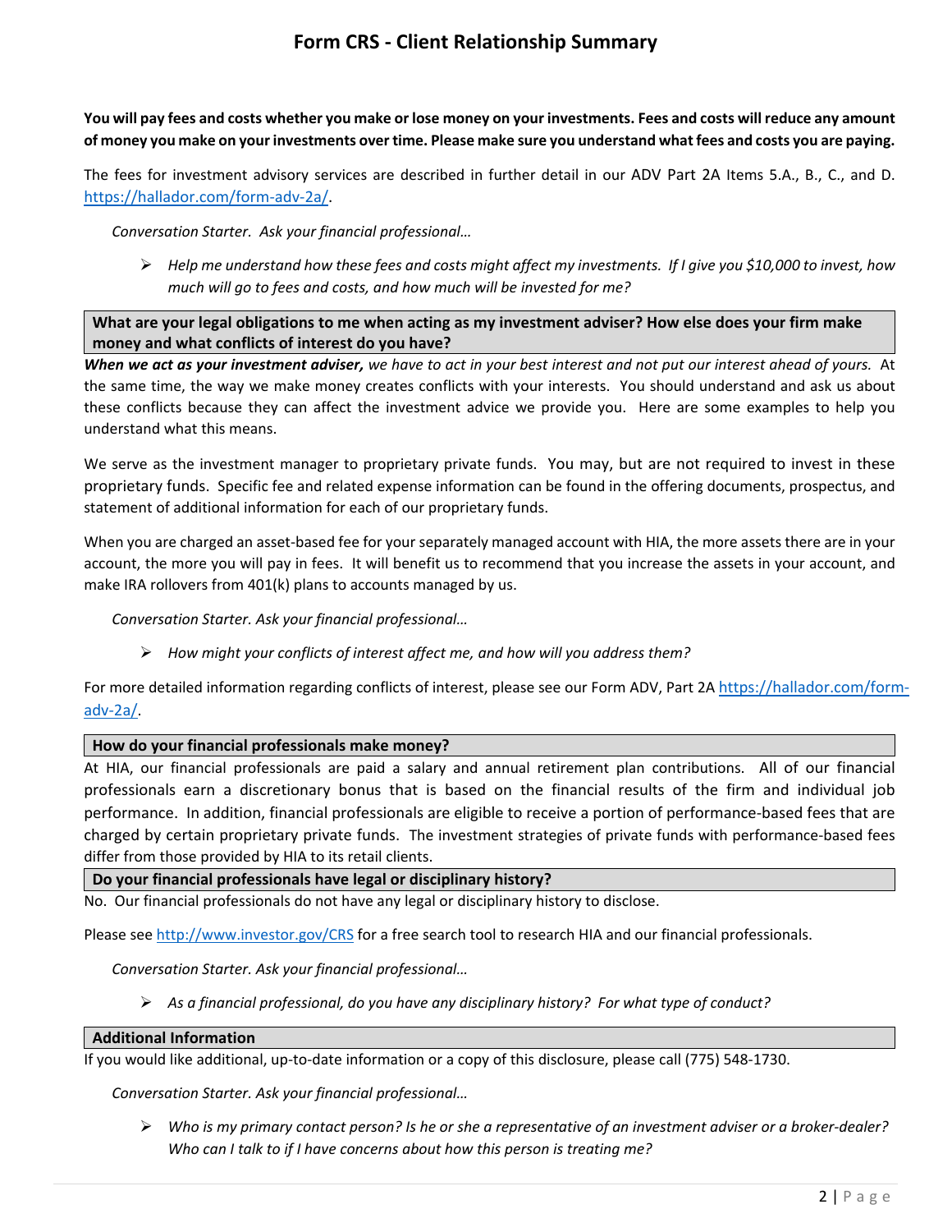# Form CRS - Client Relationship Summary

**You will pay fees and costs whether you make or lose money on your investments. Fees and costs will reduce any amount of money you make on your investments over time. Please make sure you understand what fees and costs you are paying.**

The fees for investment advisory services are described in further detail in our ADV Part 2A Items 5.A., B., C., and D. https://hallador.com/form-adv-2a/.

*Conversation Starter. Ask your financial professional…*

- *Help me understand how these fees and costs might affect my investments. If I give you $10,000 to invest, how much will go to fees and costs, and how much will be invested for me?*

## What are your legal obligations to me when acting as my investment adviser? How else does your firm make money and what conflicts of interest do you have?

***When we act as your investment adviser,*** *we have to act in your best interest and not put our interest ahead of yours.* At the same time, the way we make money creates conflicts with your interests. You should understand and ask us about these conflicts because they can affect the investment advice we provide you. Here are some examples to help you understand what this means.

We serve as the investment manager to proprietary private funds. You may, but are not required to invest in these proprietary funds. Specific fee and related expense information can be found in the offering documents, prospectus, and statement of additional information for each of our proprietary funds.

When you are charged an asset-based fee for your separately managed account with HIA, the more assets there are in your account, the more you will pay in fees. It will benefit us to recommend that you increase the assets in your account, and make IRA rollovers from 401(k) plans to accounts managed by us.

*Conversation Starter. Ask your financial professional…*

- *How might your conflicts of interest affect me, and how will you address them?*

For more detailed information regarding conflicts of interest, please see our Form ADV, Part 2A https://hallador.com/form-adv-2a/.

## How do your financial professionals make money?

At HIA, our financial professionals are paid a salary and annual retirement plan contributions. All of our financial professionals earn a discretionary bonus that is based on the financial results of the firm and individual job performance. In addition, financial professionals are eligible to receive a portion of performance-based fees that are charged by certain proprietary private funds. The investment strategies of private funds with performance-based fees differ from those provided by HIA to its retail clients.

## Do your financial professionals have legal or disciplinary history?

No. Our financial professionals do not have any legal or disciplinary history to disclose.

Please see http://www.investor.gov/CRS for a free search tool to research HIA and our financial professionals.

*Conversation Starter. Ask your financial professional…*

- *As a financial professional, do you have any disciplinary history? For what type of conduct?*

## Additional Information

If you would like additional, up-to-date information or a copy of this disclosure, please call (775) 548-1730.

*Conversation Starter. Ask your financial professional…*

- *Who is my primary contact person? Is he or she a representative of an investment adviser or a broker-dealer? Who can I talk to if I have concerns about how this person is treating me?*